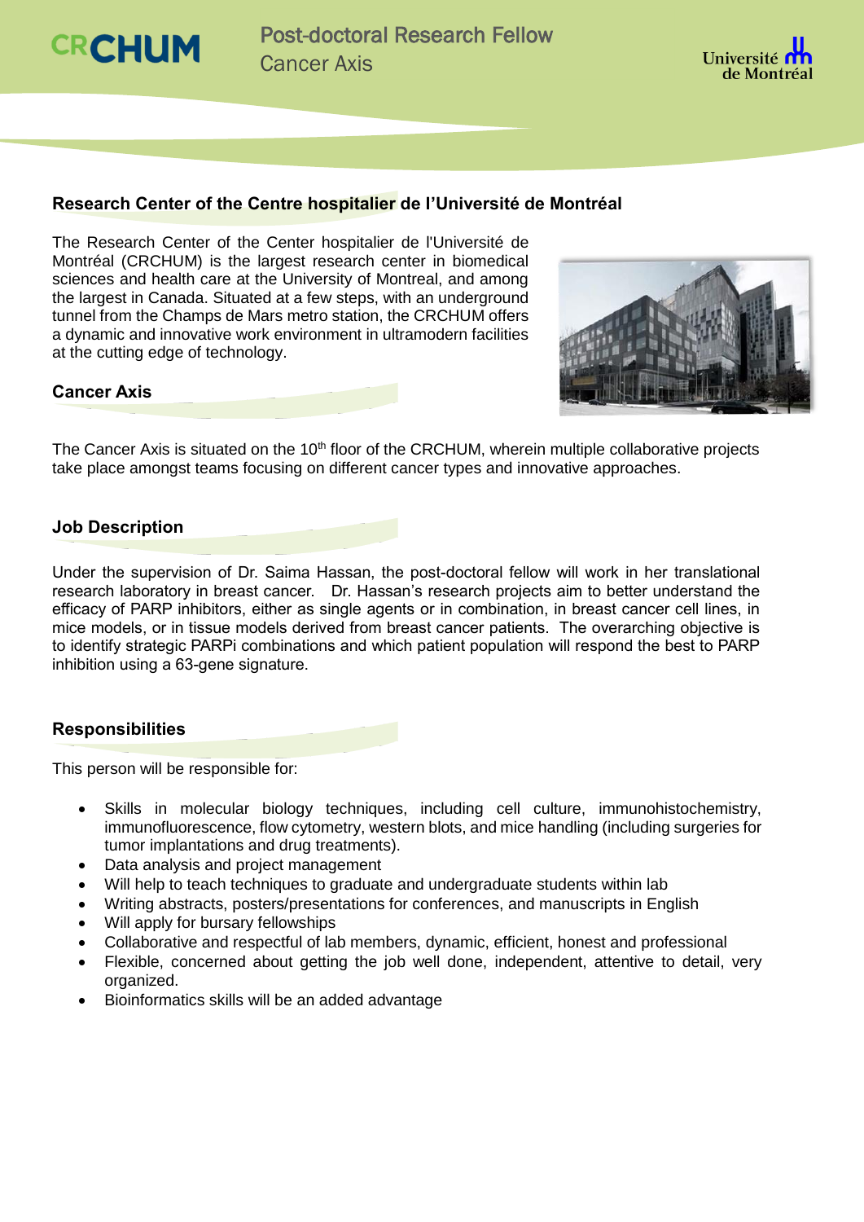# Post-doctoral Research Fellow
## Cancer Axis

CRCHUM

Université de Montréal

### Research Center of the Centre hospitalier de l'Université de Montréal

The Research Center of the Center hospitalier de l'Université de Montréal (CRCHUM) is the largest research center in biomedical sciences and health care at the University of Montreal, and among the largest in Canada. Situated at a few steps, with an underground tunnel from the Champs de Mars metro station, the CRCHUM offers a dynamic and innovative work environment in ultramodern facilities at the cutting edge of technology.

### Cancer Axis

The Cancer Axis is situated on the 10th floor of the CRCHUM, wherein multiple collaborative projects take place amongst teams focusing on different cancer types and innovative approaches.

### Job Description

Under the supervision of Dr. Saima Hassan, the post-doctoral fellow will work in her translational research laboratory in breast cancer. Dr. Hassan's research projects aim to better understand the efficacy of PARP inhibitors, either as single agents or in combination, in breast cancer cell lines, in mice models, or in tissue models derived from breast cancer patients. The overarching objective is to identify strategic PARPi combinations and which patient population will respond the best to PARP inhibition using a 63-gene signature.

### Responsibilities

This person will be responsible for:

- Skills in molecular biology techniques, including cell culture, immunohistochemistry, immunofluorescence, flow cytometry, western blots, and mice handling (including surgeries for tumor implantations and drug treatments).
- Data analysis and project management
- Will help to teach techniques to graduate and undergraduate students within lab
- Writing abstracts, posters/presentations for conferences, and manuscripts in English
- Will apply for bursary fellowships
- Collaborative and respectful of lab members, dynamic, efficient, honest and professional
- Flexible, concerned about getting the job well done, independent, attentive to detail, very organized.
- Bioinformatics skills will be an added advantage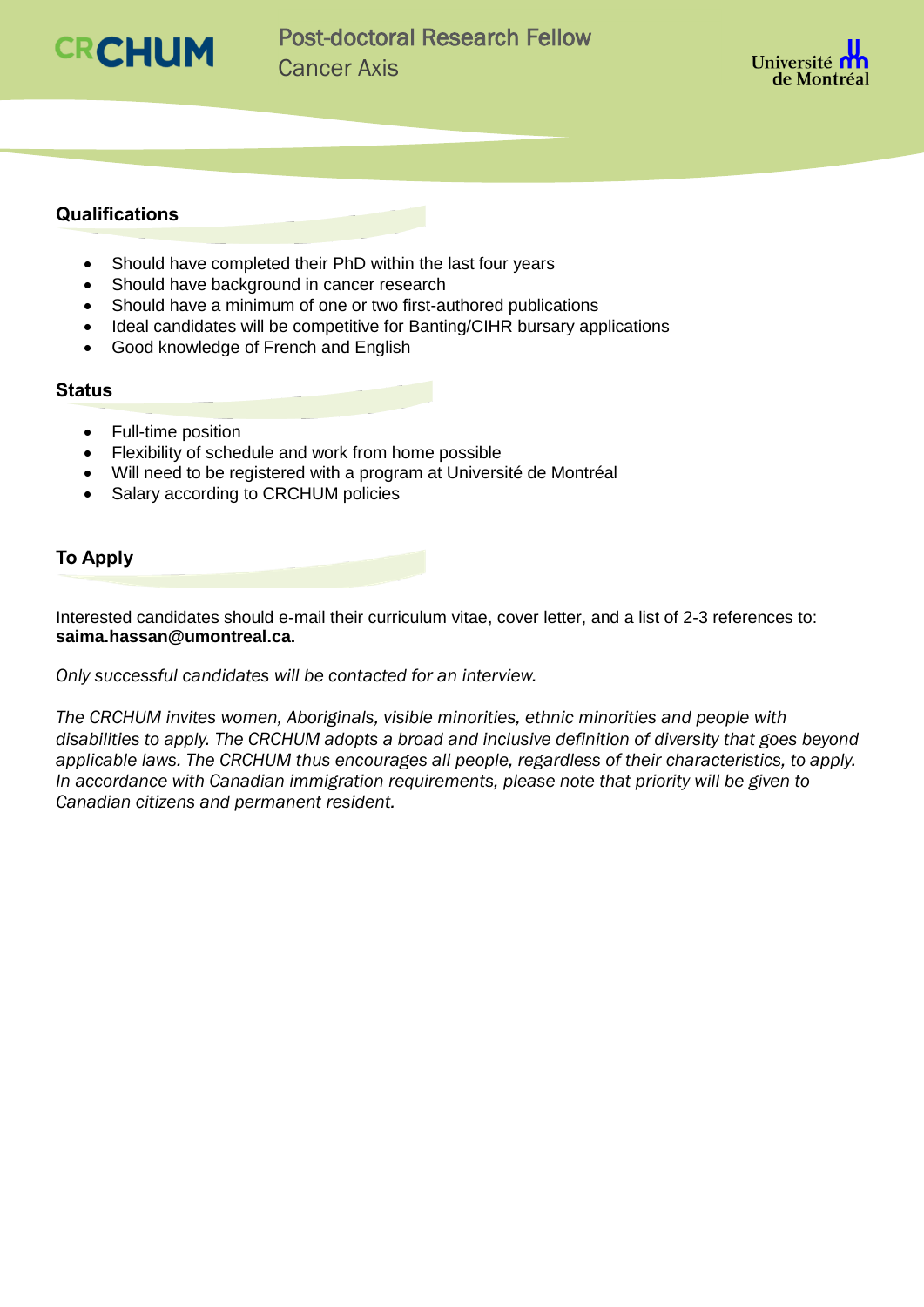## Qualifications

- Should have completed their PhD within the last four years
- Should have background in cancer research
- Should have a minimum of one or two first-authored publications
- Ideal candidates will be competitive for Banting/CIHR bursary applications
- Good knowledge of French and English

## Status

- Full-time position
- Flexibility of schedule and work from home possible
- Will need to be registered with a program at Université de Montréal
- Salary according to CRCHUM policies

## To Apply

Interested candidates should e-mail their curriculum vitae, cover letter, and a list of 2-3 references to: **saima.hassan@umontreal.ca.**

*Only successful candidates will be contacted for an interview.*

*The CRCHUM invites women, Aboriginals, visible minorities, ethnic minorities and people with disabilities to apply. The CRCHUM adopts a broad and inclusive definition of diversity that goes beyond applicable laws. The CRCHUM thus encourages all people, regardless of their characteristics, to apply. In accordance with Canadian immigration requirements, please note that priority will be given to Canadian citizens and permanent resident.*